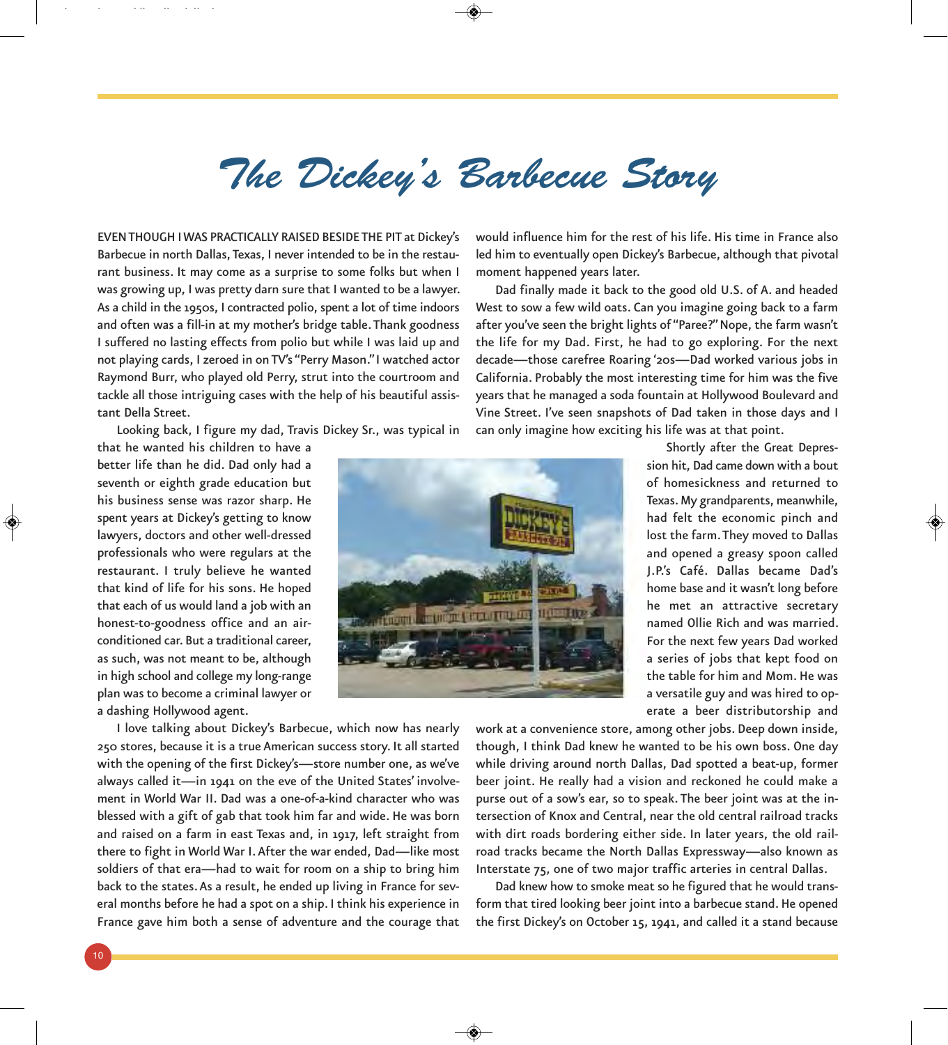# The Dickey's Barbecue Story

EVEN THOUGH I WAS PRACTICALLY RAISED BESIDE THE PIT at Dickey's Barbecue in north Dallas, Texas, I never intended to be in the restaurant business. It may come as a surprise to some folks but when I was growing up, I was pretty darn sure that I wanted to be a lawyer. As a child in the 1950s, I contracted polio, spent a lot of time indoors and often was a fill-in at my mother's bridge table. Thank goodness I suffered no lasting effects from polio but while I was laid up and not playing cards, I zeroed in on TV's "Perry Mason." I watched actor Raymond Burr, who played old Perry, strut into the courtroom and tackle all those intriguing cases with the help of his beautiful assistant Della Street.

Looking back, I figure my dad, Travis Dickey Sr., was typical in that he wanted his children to have a better life than he did. Dad only had a seventh or eighth grade education but his business sense was razor sharp. He spent years at Dickey's getting to know lawyers, doctors and other well-dressed professionals who were regulars at the restaurant. I truly believe he wanted that kind of life for his sons. He hoped that each of us would land a job with an honest-to-goodness office and an air-conditioned car. But a traditional career, as such, was not meant to be, although in high school and college my long-range plan was to become a criminal lawyer or a dashing Hollywood agent.

I love talking about Dickey's Barbecue, which now has nearly 250 stores, because it is a true American success story. It all started with the opening of the first Dickey's—store number one, as we've always called it—in 1941 on the eve of the United States' involvement in World War II. Dad was a one-of-a-kind character who was blessed with a gift of gab that took him far and wide. He was born and raised on a farm in east Texas and, in 1917, left straight from there to fight in World War I. After the war ended, Dad—like most soldiers of that era—had to wait for room on a ship to bring him back to the states. As a result, he ended up living in France for several months before he had a spot on a ship. I think his experience in France gave him both a sense of adventure and the courage that would influence him for the rest of his life. His time in France also led him to eventually open Dickey's Barbecue, although that pivotal moment happened years later.

Dad finally made it back to the good old U.S. of A. and headed West to sow a few wild oats. Can you imagine going back to a farm after you've seen the bright lights of "Paree?" Nope, the farm wasn't the life for my Dad. First, he had to go exploring. For the next decade—those carefree Roaring '20s—Dad worked various jobs in California. Probably the most interesting time for him was the five years that he managed a soda fountain at Hollywood Boulevard and Vine Street. I've seen snapshots of Dad taken in those days and I can only imagine how exciting his life was at that point.

Shortly after the Great Depression hit, Dad came down with a bout of homesickness and returned to Texas. My grandparents, meanwhile, had felt the economic pinch and lost the farm. They moved to Dallas and opened a greasy spoon called J.P.'s Café. Dallas became Dad's home base and it wasn't long before he met an attractive secretary named Ollie Rich and was married. For the next few years Dad worked a series of jobs that kept food on the table for him and Mom. He was a versatile guy and was hired to operate a beer distributorship and work at a convenience store, among other jobs. Deep down inside, though, I think Dad knew he wanted to be his own boss. One day while driving around north Dallas, Dad spotted a beat-up, former beer joint. He really had a vision and reckoned he could make a purse out of a sow's ear, so to speak. The beer joint was at the intersection of Knox and Central, near the old central railroad tracks with dirt roads bordering either side. In later years, the old railroad tracks became the North Dallas Expressway—also known as Interstate 75, one of two major traffic arteries in central Dallas.

Dad knew how to smoke meat so he figured that he would transform that tired looking beer joint into a barbecue stand. He opened the first Dickey's on October 15, 1941, and called it a stand because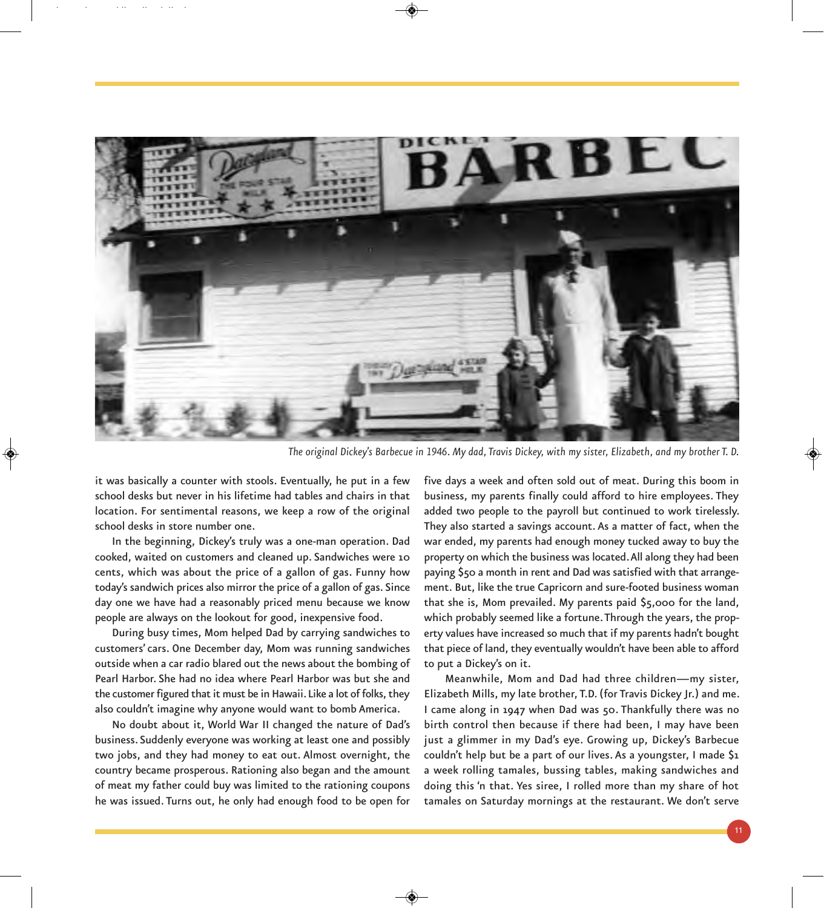*The original Dickey's Barbecue in 1946. My dad, Travis Dickey, with my sister, Elizabeth, and my brother T. D.*

it was basically a counter with stools. Eventually, he put in a few school desks but never in his lifetime had tables and chairs in that location. For sentimental reasons, we keep a row of the original school desks in store number one.

In the beginning, Dickey's truly was a one-man operation. Dad cooked, waited on customers and cleaned up. Sandwiches were 10 cents, which was about the price of a gallon of gas. Funny how today's sandwich prices also mirror the price of a gallon of gas. Since day one we have had a reasonably priced menu because we know people are always on the lookout for good, inexpensive food.

During busy times, Mom helped Dad by carrying sandwiches to customers' cars. One December day, Mom was running sandwiches outside when a car radio blared out the news about the bombing of Pearl Harbor. She had no idea where Pearl Harbor was but she and the customer figured that it must be in Hawaii. Like a lot of folks, they also couldn't imagine why anyone would want to bomb America.

No doubt about it, World War II changed the nature of Dad's business. Suddenly everyone was working at least one and possibly two jobs, and they had money to eat out. Almost overnight, the country became prosperous. Rationing also began and the amount of meat my father could buy was limited to the rationing coupons he was issued. Turns out, he only had enough food to be open for five days a week and often sold out of meat. During this boom in business, my parents finally could afford to hire employees. They added two people to the payroll but continued to work tirelessly. They also started a savings account. As a matter of fact, when the war ended, my parents had enough money tucked away to buy the property on which the business was located. All along they had been paying $50 a month in rent and Dad was satisfied with that arrangement. But, like the true Capricorn and sure-footed business woman that she is, Mom prevailed. My parents paid $5,000 for the land, which probably seemed like a fortune. Through the years, the property values have increased so much that if my parents hadn't bought that piece of land, they eventually wouldn't have been able to afford to put a Dickey's on it.

Meanwhile, Mom and Dad had three children—my sister, Elizabeth Mills, my late brother, T.D. (for Travis Dickey Jr.) and me. I came along in 1947 when Dad was 50. Thankfully there was no birth control then because if there had been, I may have been just a glimmer in my Dad's eye. Growing up, Dickey's Barbecue couldn't help but be a part of our lives. As a youngster, I made $1 a week rolling tamales, bussing tables, making sandwiches and doing this 'n that. Yes siree, I rolled more than my share of hot tamales on Saturday mornings at the restaurant. We don't serve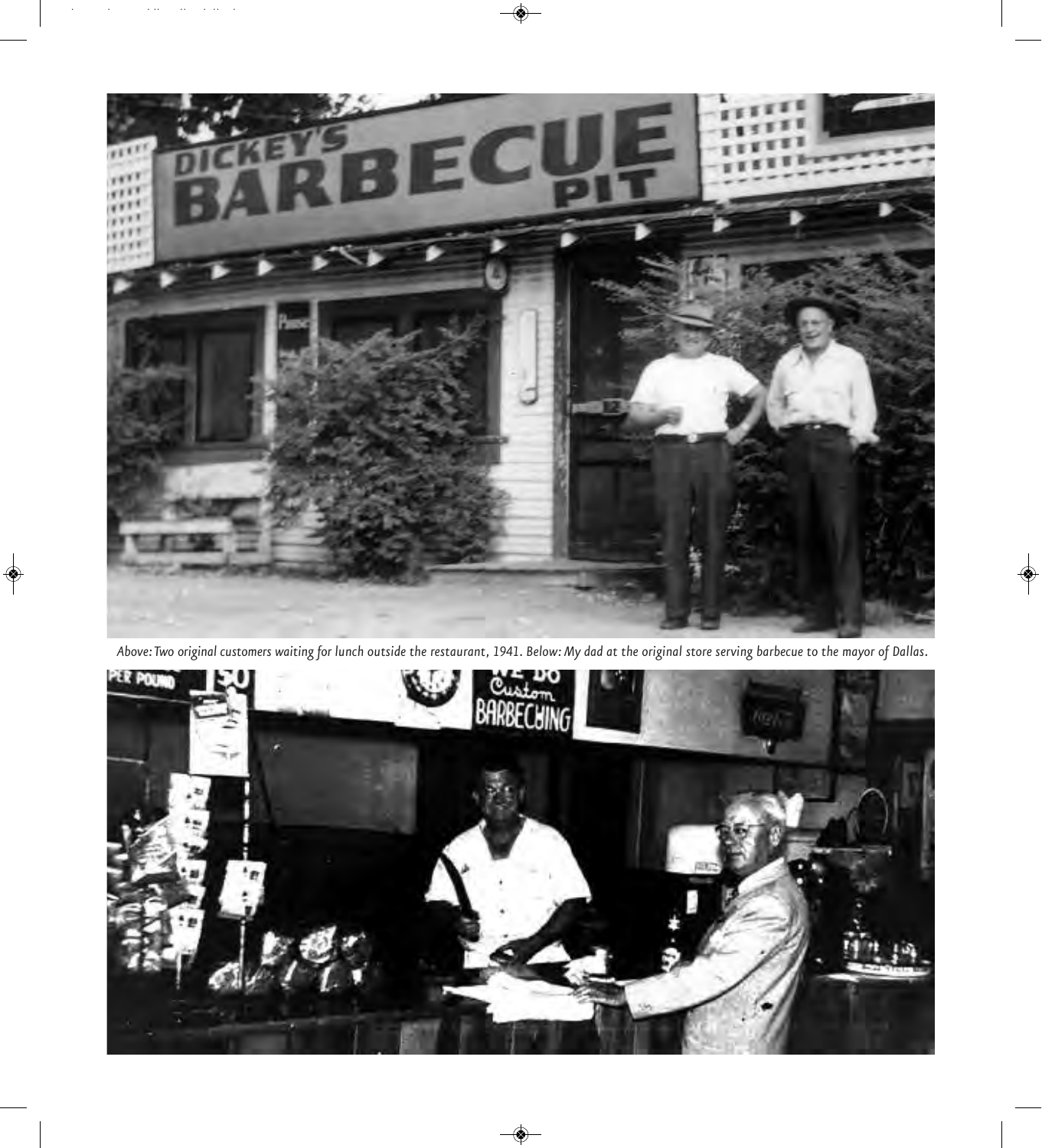*Above: Two original customers waiting for lunch outside the restaurant, 1941. Below: My dad at the original store serving barbecue to the mayor of Dallas.*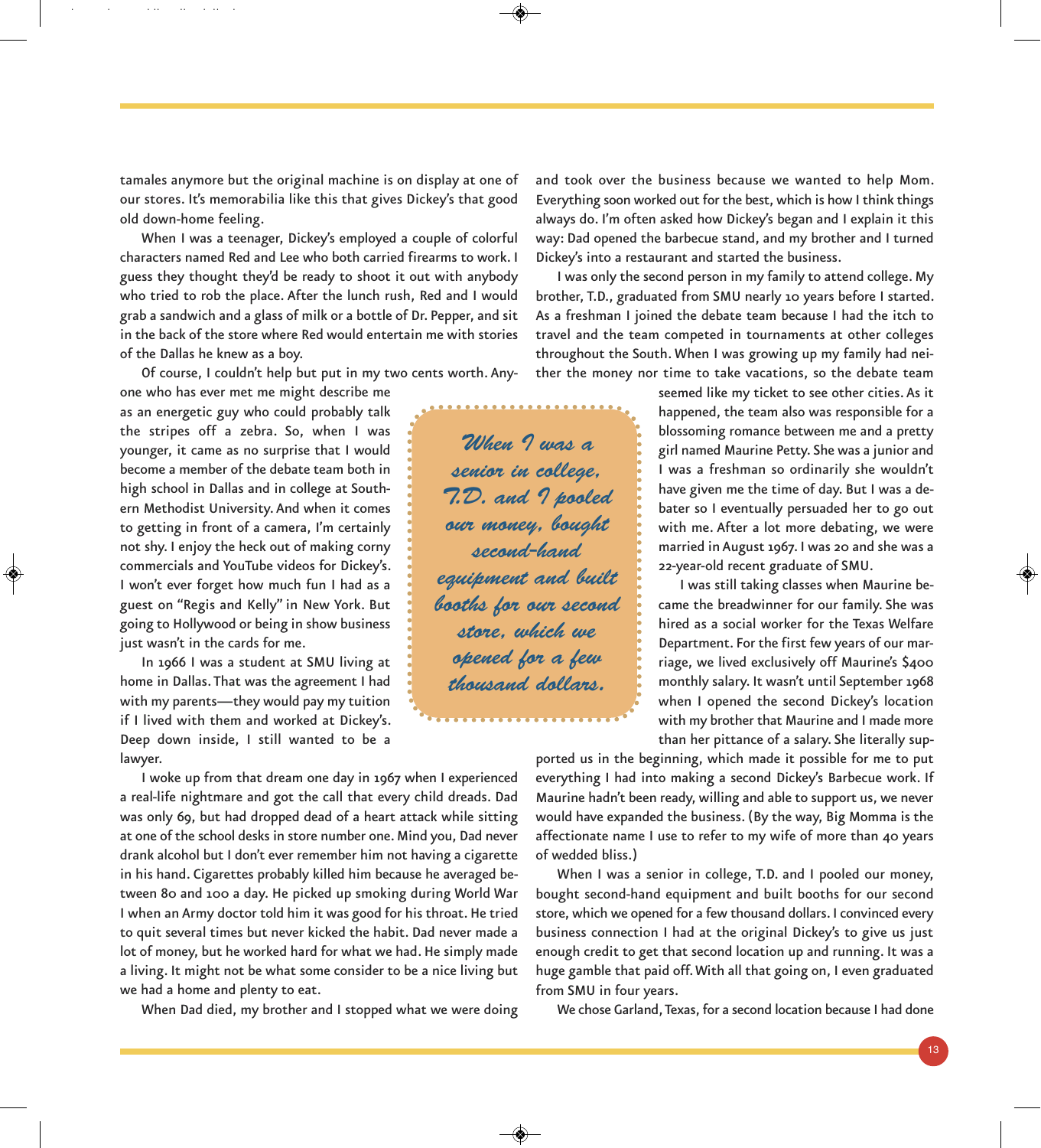tamales anymore but the original machine is on display at one of our stores. It's memorabilia like this that gives Dickey's that good old down-home feeling.

When I was a teenager, Dickey's employed a couple of colorful characters named Red and Lee who both carried firearms to work. I guess they thought they'd be ready to shoot it out with anybody who tried to rob the place. After the lunch rush, Red and I would grab a sandwich and a glass of milk or a bottle of Dr. Pepper, and sit in the back of the store where Red would entertain me with stories of the Dallas he knew as a boy.

Of course, I couldn't help but put in my two cents worth. Anyone who has ever met me might describe me as an energetic guy who could probably talk the stripes off a zebra. So, when I was younger, it came as no surprise that I would become a member of the debate team both in high school in Dallas and in college at Southern Methodist University. And when it comes to getting in front of a camera, I'm certainly not shy. I enjoy the heck out of making corny commercials and YouTube videos for Dickey's. I won't ever forget how much fun I had as a guest on "Regis and Kelly" in New York. But going to Hollywood or being in show business just wasn't in the cards for me.

In 1966 I was a student at SMU living at home in Dallas. That was the agreement I had with my parents—they would pay my tuition if I lived with them and worked at Dickey's. Deep down inside, I still wanted to be a lawyer.

I woke up from that dream one day in 1967 when I experienced a real-life nightmare and got the call that every child dreads. Dad was only 69, but had dropped dead of a heart attack while sitting at one of the school desks in store number one. Mind you, Dad never drank alcohol but I don't ever remember him not having a cigarette in his hand. Cigarettes probably killed him because he averaged between 80 and 100 a day. He picked up smoking during World War I when an Army doctor told him it was good for his throat. He tried to quit several times but never kicked the habit. Dad never made a lot of money, but he worked hard for what we had. He simply made a living. It might not be what some consider to be a nice living but we had a home and plenty to eat.

When Dad died, my brother and I stopped what we were doing and took over the business because we wanted to help Mom. Everything soon worked out for the best, which is how I think things always do. I'm often asked how Dickey's began and I explain it this way: Dad opened the barbecue stand, and my brother and I turned Dickey's into a restaurant and started the business.

I was only the second person in my family to attend college. My brother, T.D., graduated from SMU nearly 10 years before I started. As a freshman I joined the debate team because I had the itch to travel and the team competed in tournaments at other colleges throughout the South. When I was growing up my family had neither the money nor time to take vacations, so the debate team seemed like my ticket to see other cities. As it happened, the team also was responsible for a blossoming romance between me and a pretty girl named Maurine Petty. She was a junior and I was a freshman so ordinarily she wouldn't have given me the time of day. But I was a debater so I eventually persuaded her to go out with me. After a lot more debating, we were married in August 1967. I was 20 and she was a 22-year-old recent graduate of SMU.

I was still taking classes when Maurine became the breadwinner for our family. She was hired as a social worker for the Texas Welfare Department. For the first few years of our marriage, we lived exclusively off Maurine's $400 monthly salary. It wasn't until September 1968 when I opened the second Dickey's location with my brother that Maurine and I made more than her pittance of a salary. She literally supported us in the beginning, which made it possible for me to put everything I had into making a second Dickey's Barbecue work. If Maurine hadn't been ready, willing and able to support us, we never would have expanded the business. (By the way, Big Momma is the affectionate name I use to refer to my wife of more than 40 years of wedded bliss.)

> *When I was a senior in college, T.D. and I pooled our money, bought second-hand equipment and built booths for our second store, which we opened for a few thousand dollars.*

When I was a senior in college, T.D. and I pooled our money, bought second-hand equipment and built booths for our second store, which we opened for a few thousand dollars. I convinced every business connection I had at the original Dickey's to give us just enough credit to get that second location up and running. It was a huge gamble that paid off. With all that going on, I even graduated from SMU in four years.

We chose Garland, Texas, for a second location because I had done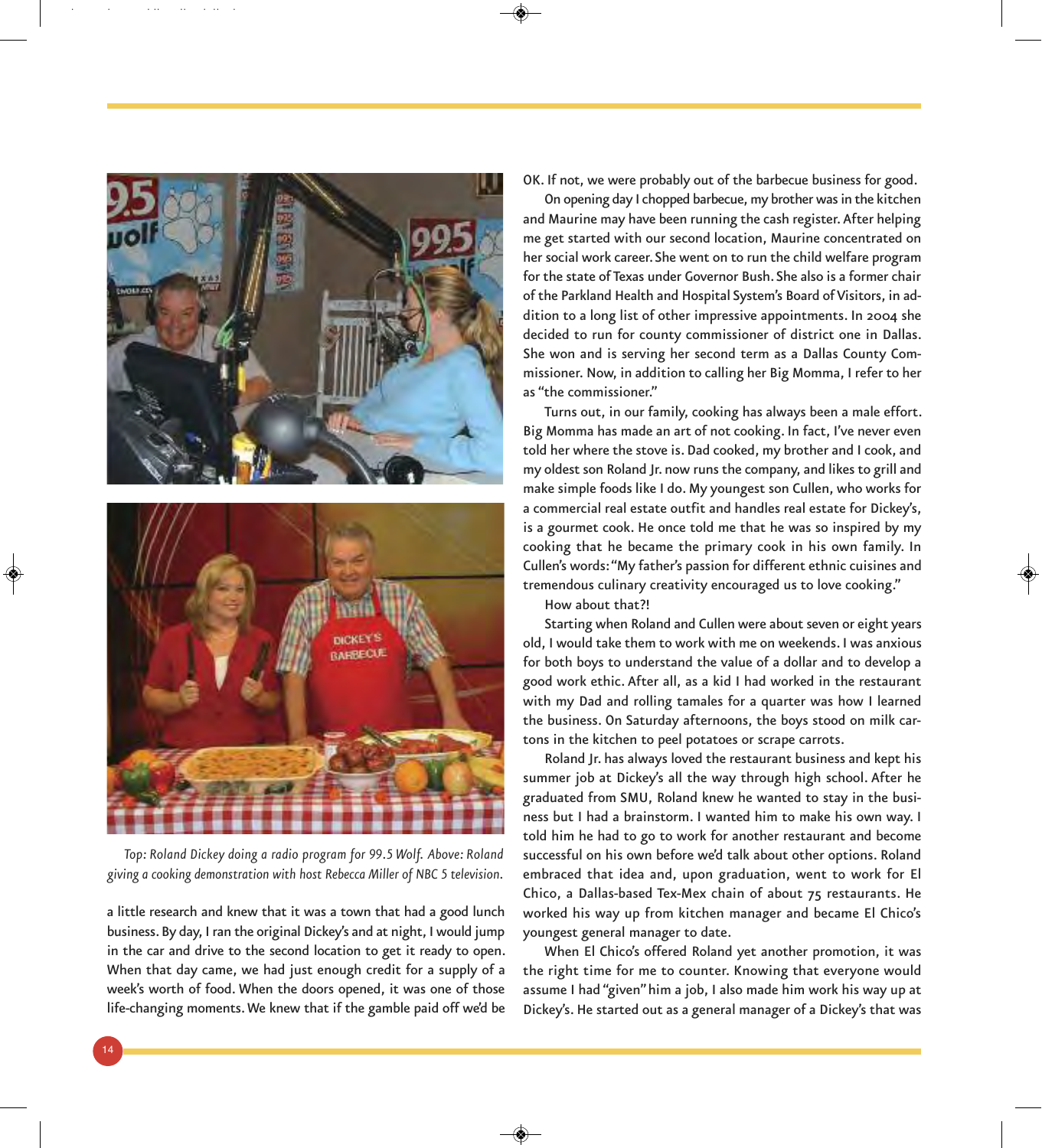*Top: Roland Dickey doing a radio program for 99.5 Wolf. Above: Roland giving a cooking demonstration with host Rebecca Miller of NBC 5 television.*

a little research and knew that it was a town that had a good lunch business. By day, I ran the original Dickey's and at night, I would jump in the car and drive to the second location to get it ready to open. When that day came, we had just enough credit for a supply of a week's worth of food. When the doors opened, it was one of those life-changing moments. We knew that if the gamble paid off we'd be OK. If not, we were probably out of the barbecue business for good.

On opening day I chopped barbecue, my brother was in the kitchen and Maurine may have been running the cash register. After helping me get started with our second location, Maurine concentrated on her social work career. She went on to run the child welfare program for the state of Texas under Governor Bush. She also is a former chair of the Parkland Health and Hospital System's Board of Visitors, in addition to a long list of other impressive appointments. In 2004 she decided to run for county commissioner of district one in Dallas. She won and is serving her second term as a Dallas County Commissioner. Now, in addition to calling her Big Momma, I refer to her as "the commissioner."

Turns out, in our family, cooking has always been a male effort. Big Momma has made an art of not cooking. In fact, I've never even told her where the stove is. Dad cooked, my brother and I cook, and my oldest son Roland Jr. now runs the company, and likes to grill and make simple foods like I do. My youngest son Cullen, who works for a commercial real estate outfit and handles real estate for Dickey's, is a gourmet cook. He once told me that he was so inspired by my cooking that he became the primary cook in his own family. In Cullen's words: "My father's passion for different ethnic cuisines and tremendous culinary creativity encouraged us to love cooking."

How about that?!

Starting when Roland and Cullen were about seven or eight years old, I would take them to work with me on weekends. I was anxious for both boys to understand the value of a dollar and to develop a good work ethic. After all, as a kid I had worked in the restaurant with my Dad and rolling tamales for a quarter was how I learned the business. On Saturday afternoons, the boys stood on milk cartons in the kitchen to peel potatoes or scrape carrots.

Roland Jr. has always loved the restaurant business and kept his summer job at Dickey's all the way through high school. After he graduated from SMU, Roland knew he wanted to stay in the business but I had a brainstorm. I wanted him to make his own way. I told him he had to go to work for another restaurant and become successful on his own before we'd talk about other options. Roland embraced that idea and, upon graduation, went to work for El Chico, a Dallas-based Tex-Mex chain of about 75 restaurants. He worked his way up from kitchen manager and became El Chico's youngest general manager to date.

When El Chico's offered Roland yet another promotion, it was the right time for me to counter. Knowing that everyone would assume I had "given" him a job, I also made him work his way up at Dickey's. He started out as a general manager of a Dickey's that was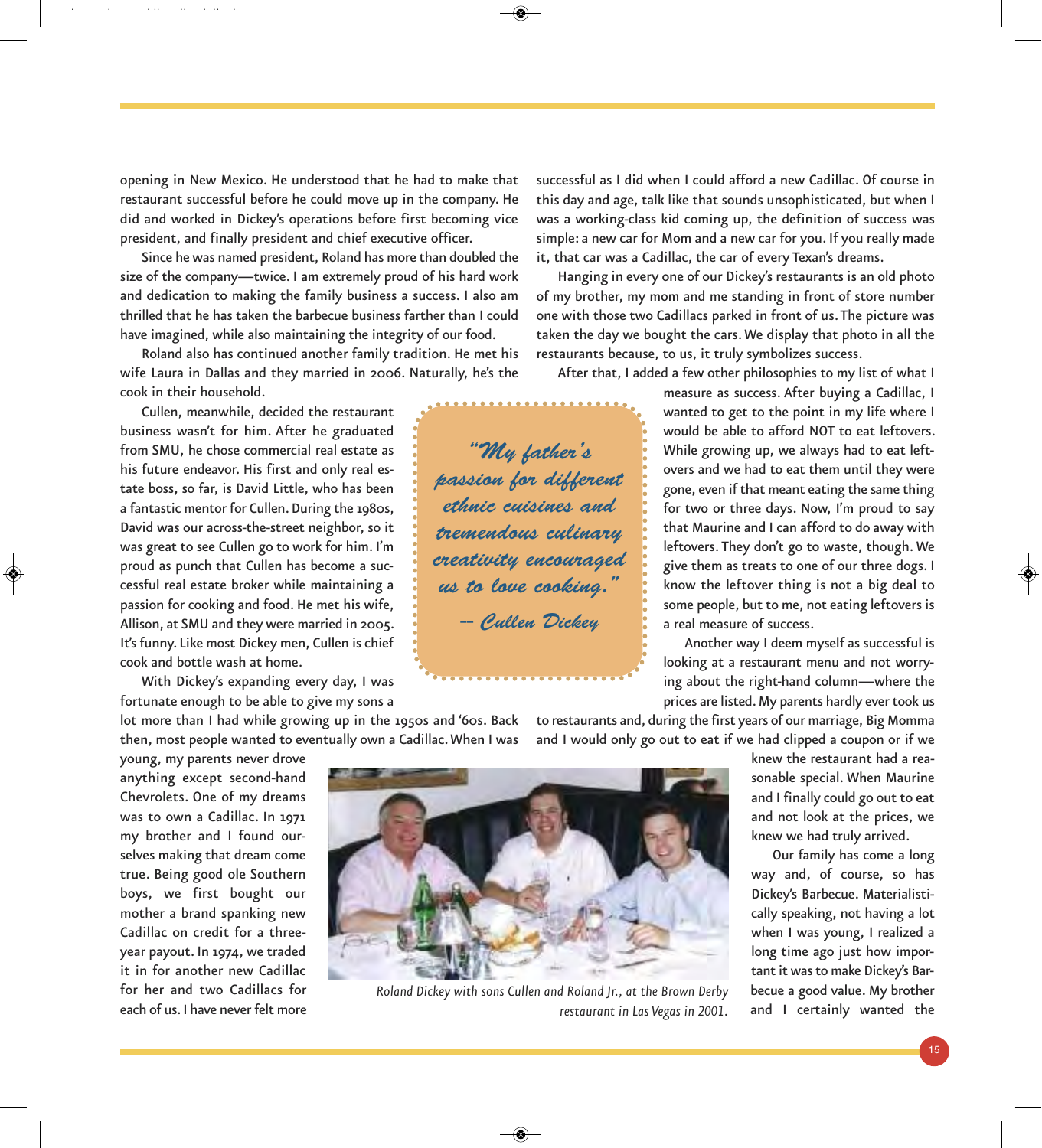opening in New Mexico. He understood that he had to make that restaurant successful before he could move up in the company. He did and worked in Dickey's operations before first becoming vice president, and finally president and chief executive officer.

Since he was named president, Roland has more than doubled the size of the company—twice. I am extremely proud of his hard work and dedication to making the family business a success. I also am thrilled that he has taken the barbecue business farther than I could have imagined, while also maintaining the integrity of our food.

Roland also has continued another family tradition. He met his wife Laura in Dallas and they married in 2006. Naturally, he's the cook in their household.

Cullen, meanwhile, decided the restaurant business wasn't for him. After he graduated from SMU, he chose commercial real estate as his future endeavor. His first and only real estate boss, so far, is David Little, who has been a fantastic mentor for Cullen. During the 1980s, David was our across-the-street neighbor, so it was great to see Cullen go to work for him. I'm proud as punch that Cullen has become a successful real estate broker while maintaining a passion for cooking and food. He met his wife, Allison, at SMU and they were married in 2005. It's funny. Like most Dickey men, Cullen is chief cook and bottle wash at home.

> *"My father's passion for different ethnic cuisines and tremendous culinary creativity encouraged us to love cooking."*
>
> *-- Cullen Dickey*

With Dickey's expanding every day, I was fortunate enough to be able to give my sons a lot more than I had while growing up in the 1950s and '60s. Back then, most people wanted to eventually own a Cadillac. When I was young, my parents never drove anything except second-hand Chevrolets. One of my dreams was to own a Cadillac. In 1971 my brother and I found ourselves making that dream come true. Being good ole Southern boys, we first bought our mother a brand spanking new Cadillac on credit for a three-year payout. In 1974, we traded it in for another new Cadillac for her and two Cadillacs for each of us. I have never felt more successful as I did when I could afford a new Cadillac. Of course in this day and age, talk like that sounds unsophisticated, but when I was a working-class kid coming up, the definition of success was simple: a new car for Mom and a new car for you. If you really made it, that car was a Cadillac, the car of every Texan's dreams.

Hanging in every one of our Dickey's restaurants is an old photo of my brother, my mom and me standing in front of store number one with those two Cadillacs parked in front of us. The picture was taken the day we bought the cars. We display that photo in all the restaurants because, to us, it truly symbolizes success.

After that, I added a few other philosophies to my list of what I measure as success. After buying a Cadillac, I wanted to get to the point in my life where I would be able to afford NOT to eat leftovers. While growing up, we always had to eat leftovers and we had to eat them until they were gone, even if that meant eating the same thing for two or three days. Now, I'm proud to say that Maurine and I can afford to do away with leftovers. They don't go to waste, though. We give them as treats to one of our three dogs. I know the leftover thing is not a big deal to some people, but to me, not eating leftovers is a real measure of success.

Another way I deem myself as successful is looking at a restaurant menu and not worrying about the right-hand column—where the prices are listed. My parents hardly ever took us to restaurants and, during the first years of our marriage, Big Momma and I would only go out to eat if we had clipped a coupon or if we knew the restaurant had a reasonable special. When Maurine and I finally could go out to eat and not look at the prices, we knew we had truly arrived.

*Roland Dickey with sons Cullen and Roland Jr., at the Brown Derby restaurant in Las Vegas in 2001.*

Our family has come a long way and, of course, so has Dickey's Barbecue. Materialistically speaking, not having a lot when I was young, I realized a long time ago just how important it was to make Dickey's Barbecue a good value. My brother and I certainly wanted the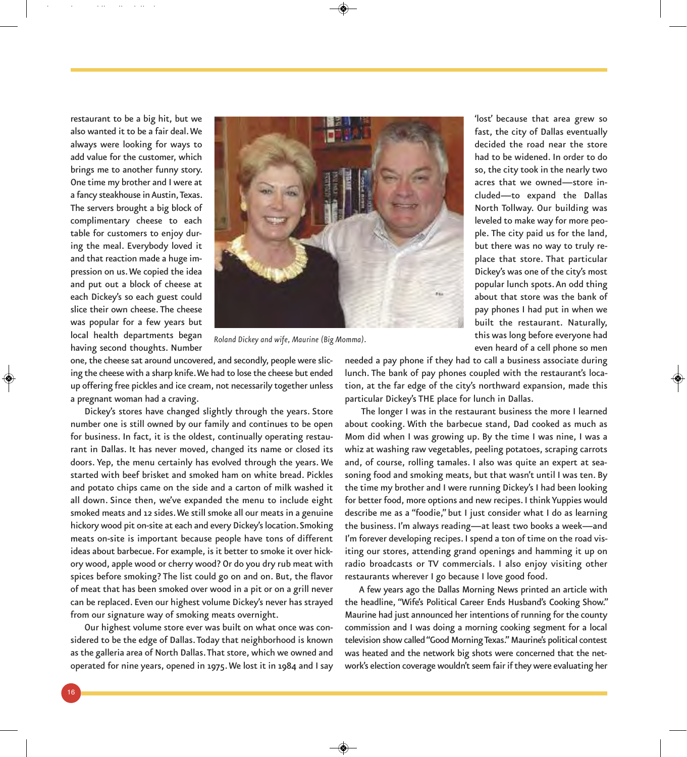restaurant to be a big hit, but we also wanted it to be a fair deal. We always were looking for ways to add value for the customer, which brings me to another funny story. One time my brother and I were at a fancy steakhouse in Austin, Texas. The servers brought a big block of complimentary cheese to each table for customers to enjoy during the meal. Everybody loved it and that reaction made a huge impression on us. We copied the idea and put out a block of cheese at each Dickey's so each guest could slice their own cheese. The cheese was popular for a few years but local health departments began having second thoughts. Number one, the cheese sat around uncovered, and secondly, people were slicing the cheese with a sharp knife. We had to lose the cheese but ended up offering free pickles and ice cream, not necessarily together unless a pregnant woman had a craving.

*Roland Dickey and wife, Maurine (Big Momma).*

Dickey's stores have changed slightly through the years. Store number one is still owned by our family and continues to be open for business. In fact, it is the oldest, continually operating restaurant in Dallas. It has never moved, changed its name or closed its doors. Yep, the menu certainly has evolved through the years. We started with beef brisket and smoked ham on white bread. Pickles and potato chips came on the side and a carton of milk washed it all down. Since then, we've expanded the menu to include eight smoked meats and 12 sides. We still smoke all our meats in a genuine hickory wood pit on-site at each and every Dickey's location. Smoking meats on-site is important because people have tons of different ideas about barbecue. For example, is it better to smoke it over hickory wood, apple wood or cherry wood? Or do you dry rub meat with spices before smoking? The list could go on and on. But, the flavor of meat that has been smoked over wood in a pit or on a grill never can be replaced. Even our highest volume Dickey's never has strayed from our signature way of smoking meats overnight.

Our highest volume store ever was built on what once was considered to be the edge of Dallas. Today that neighborhood is known as the galleria area of North Dallas. That store, which we owned and operated for nine years, opened in 1975. We lost it in 1984 and I say 'lost' because that area grew so fast, the city of Dallas eventually decided the road near the store had to be widened. In order to do so, the city took in the nearly two acres that we owned—store included—to expand the Dallas North Tollway. Our building was leveled to make way for more people. The city paid us for the land, but there was no way to truly replace that store. That particular Dickey's was one of the city's most popular lunch spots. An odd thing about that store was the bank of pay phones I had put in when we built the restaurant. Naturally, this was long before everyone had even heard of a cell phone so men needed a pay phone if they had to call a business associate during lunch. The bank of pay phones coupled with the restaurant's location, at the far edge of the city's northward expansion, made this particular Dickey's THE place for lunch in Dallas.

The longer I was in the restaurant business the more I learned about cooking. With the barbecue stand, Dad cooked as much as Mom did when I was growing up. By the time I was nine, I was a whiz at washing raw vegetables, peeling potatoes, scraping carrots and, of course, rolling tamales. I also was quite an expert at seasoning food and smoking meats, but that wasn't until I was ten. By the time my brother and I were running Dickey's I had been looking for better food, more options and new recipes. I think Yuppies would describe me as a "foodie," but I just consider what I do as learning the business. I'm always reading—at least two books a week—and I'm forever developing recipes. I spend a ton of time on the road visiting our stores, attending grand openings and hamming it up on radio broadcasts or TV commercials. I also enjoy visiting other restaurants wherever I go because I love good food.

A few years ago the Dallas Morning News printed an article with the headline, "Wife's Political Career Ends Husband's Cooking Show." Maurine had just announced her intentions of running for the county commission and I was doing a morning cooking segment for a local television show called "Good Morning Texas." Maurine's political contest was heated and the network big shots were concerned that the network's election coverage wouldn't seem fair if they were evaluating her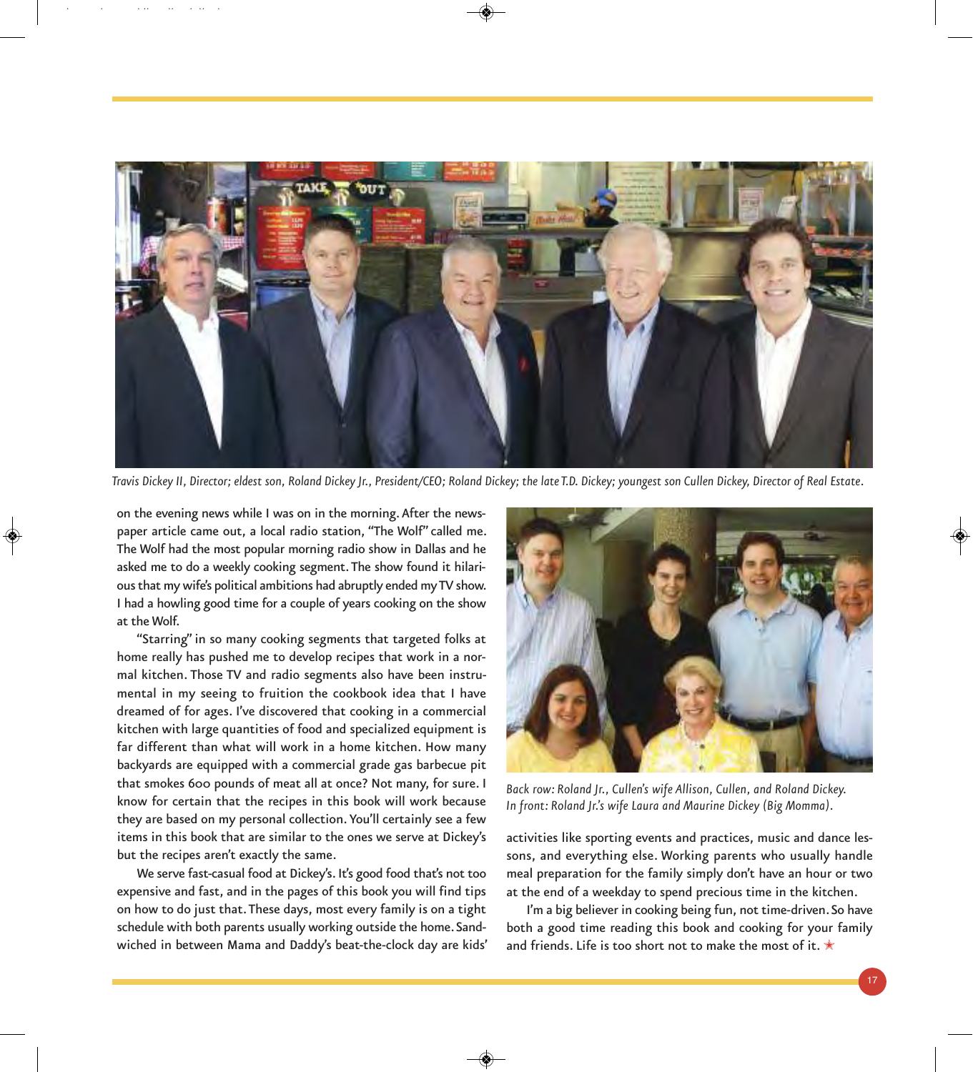Travis Dickey II, Director; eldest son, Roland Dickey Jr., President/CEO; Roland Dickey; the late T.D. Dickey; youngest son Cullen Dickey, Director of Real Estate.

on the evening news while I was on in the morning. After the newspaper article came out, a local radio station, "The Wolf" called me. The Wolf had the most popular morning radio show in Dallas and he asked me to do a weekly cooking segment. The show found it hilarious that my wife's political ambitions had abruptly ended my TV show. I had a howling good time for a couple of years cooking on the show at the Wolf.

"Starring" in so many cooking segments that targeted folks at home really has pushed me to develop recipes that work in a normal kitchen. Those TV and radio segments also have been instrumental in my seeing to fruition the cookbook idea that I have dreamed of for ages. I've discovered that cooking in a commercial kitchen with large quantities of food and specialized equipment is far different than what will work in a home kitchen. How many backyards are equipped with a commercial grade gas barbecue pit that smokes 600 pounds of meat all at once? Not many, for sure. I know for certain that the recipes in this book will work because they are based on my personal collection. You'll certainly see a few items in this book that are similar to the ones we serve at Dickey's but the recipes aren't exactly the same.

We serve fast-casual food at Dickey's. It's good food that's not too expensive and fast, and in the pages of this book you will find tips on how to do just that. These days, most every family is on a tight schedule with both parents usually working outside the home. Sandwiched in between Mama and Daddy's beat-the-clock day are kids' activities like sporting events and practices, music and dance lessons, and everything else. Working parents who usually handle meal preparation for the family simply don't have an hour or two at the end of a weekday to spend precious time in the kitchen.

I'm a big believer in cooking being fun, not time-driven. So have both a good time reading this book and cooking for your family and friends. Life is too short not to make the most of it.

Back row: Roland Jr., Cullen's wife Allison, Cullen, and Roland Dickey.
In front: Roland Jr.'s wife Laura and Maurine Dickey (Big Momma).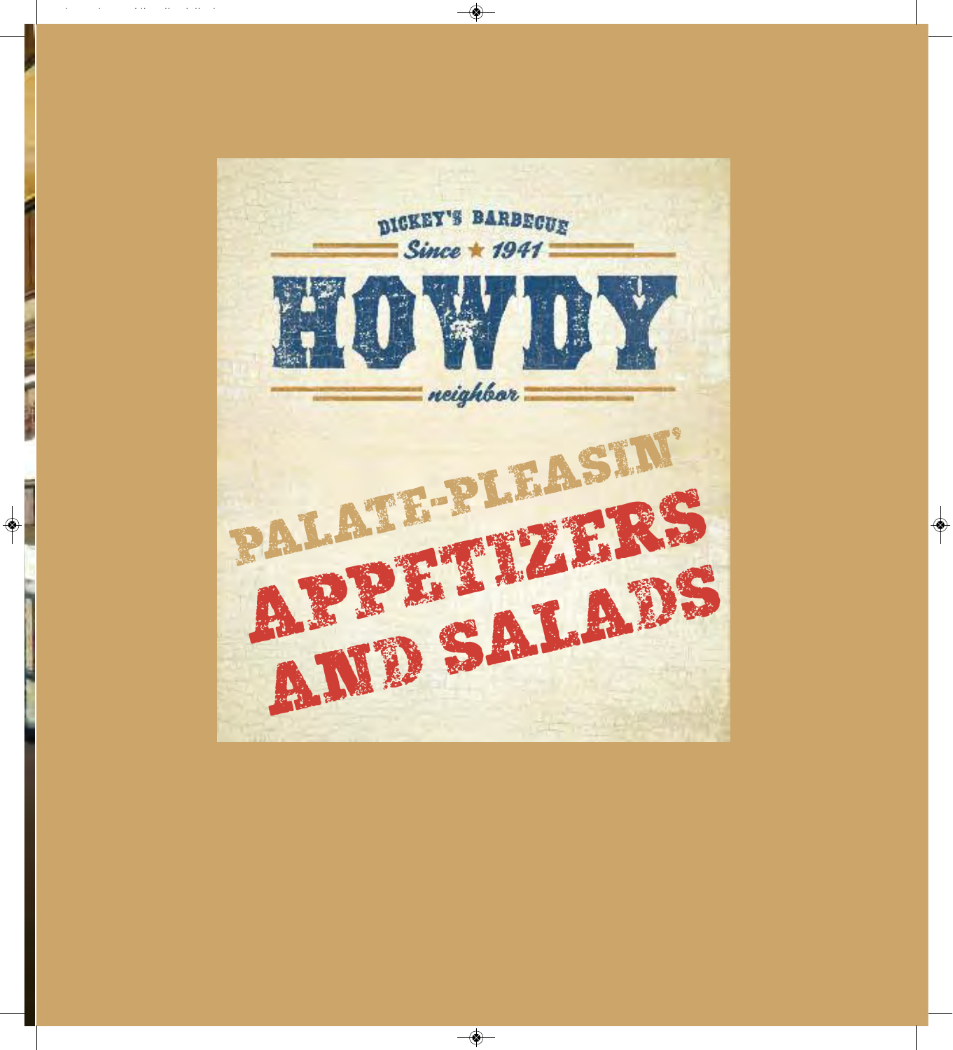DICKEY'S BARBECUE

*Since ★ 1941*

# HOWDY

*neighbor*

# PALATE-PLEASIN' APPETIZERS AND SALADS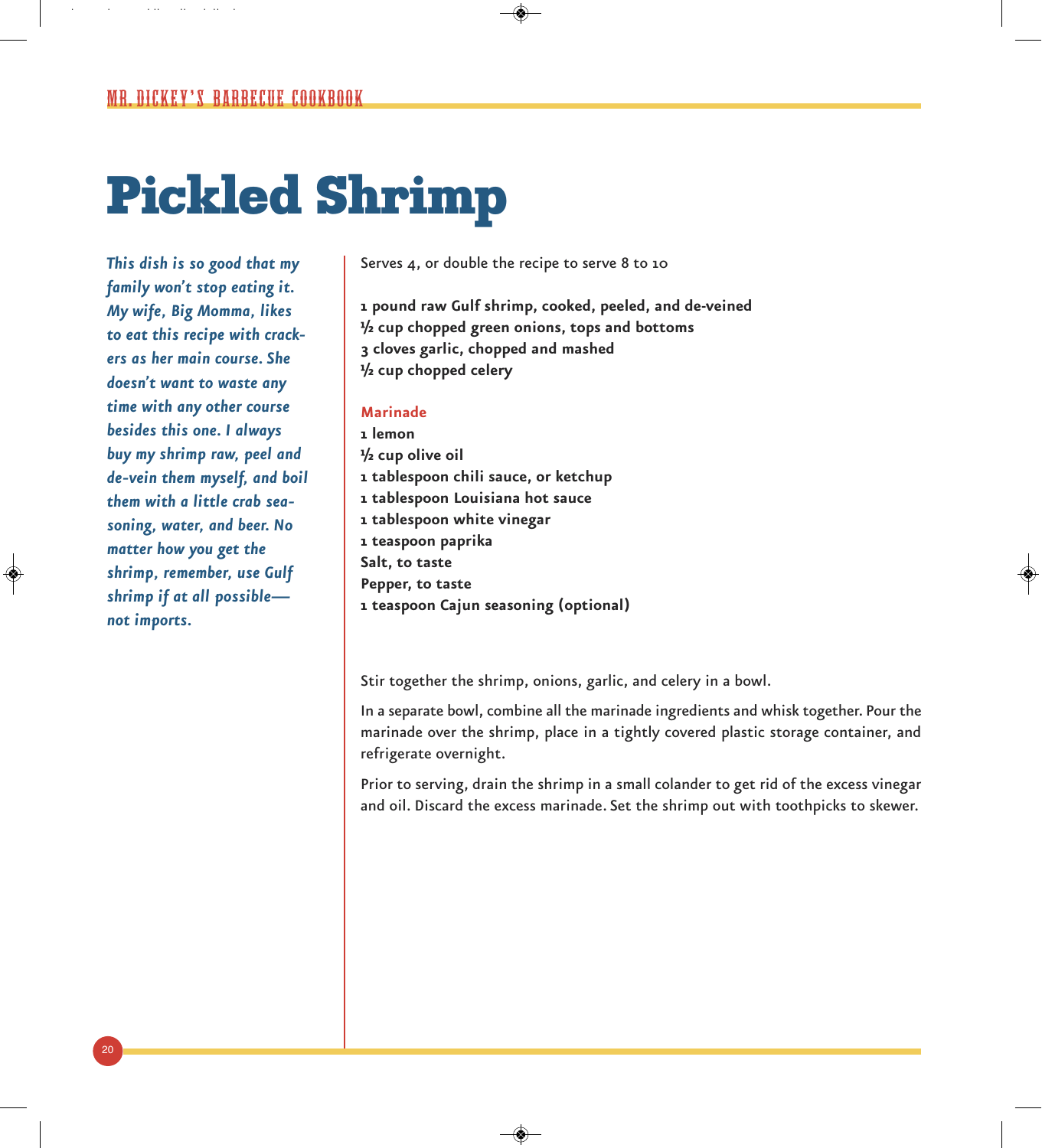# Pickled Shrimp

*This dish is so good that my family won't stop eating it. My wife, Big Momma, likes to eat this recipe with crackers as her main course. She doesn't want to waste any time with any other course besides this one. I always buy my shrimp raw, peel and de-vein them myself, and boil them with a little crab seasoning, water, and beer. No matter how you get the shrimp, remember, use Gulf shrimp if at all possible—not imports.*

Serves 4, or double the recipe to serve 8 to 10

**1 pound raw Gulf shrimp, cooked, peeled, and de-veined**
**½ cup chopped green onions, tops and bottoms**
**3 cloves garlic, chopped and mashed**
**½ cup chopped celery**

### Marinade

**1 lemon**
**½ cup olive oil**
**1 tablespoon chili sauce, or ketchup**
**1 tablespoon Louisiana hot sauce**
**1 tablespoon white vinegar**
**1 teaspoon paprika**
**Salt, to taste**
**Pepper, to taste**
**1 teaspoon Cajun seasoning (optional)**

Stir together the shrimp, onions, garlic, and celery in a bowl.

In a separate bowl, combine all the marinade ingredients and whisk together. Pour the marinade over the shrimp, place in a tightly covered plastic storage container, and refrigerate overnight.

Prior to serving, drain the shrimp in a small colander to get rid of the excess vinegar and oil. Discard the excess marinade. Set the shrimp out with toothpicks to skewer.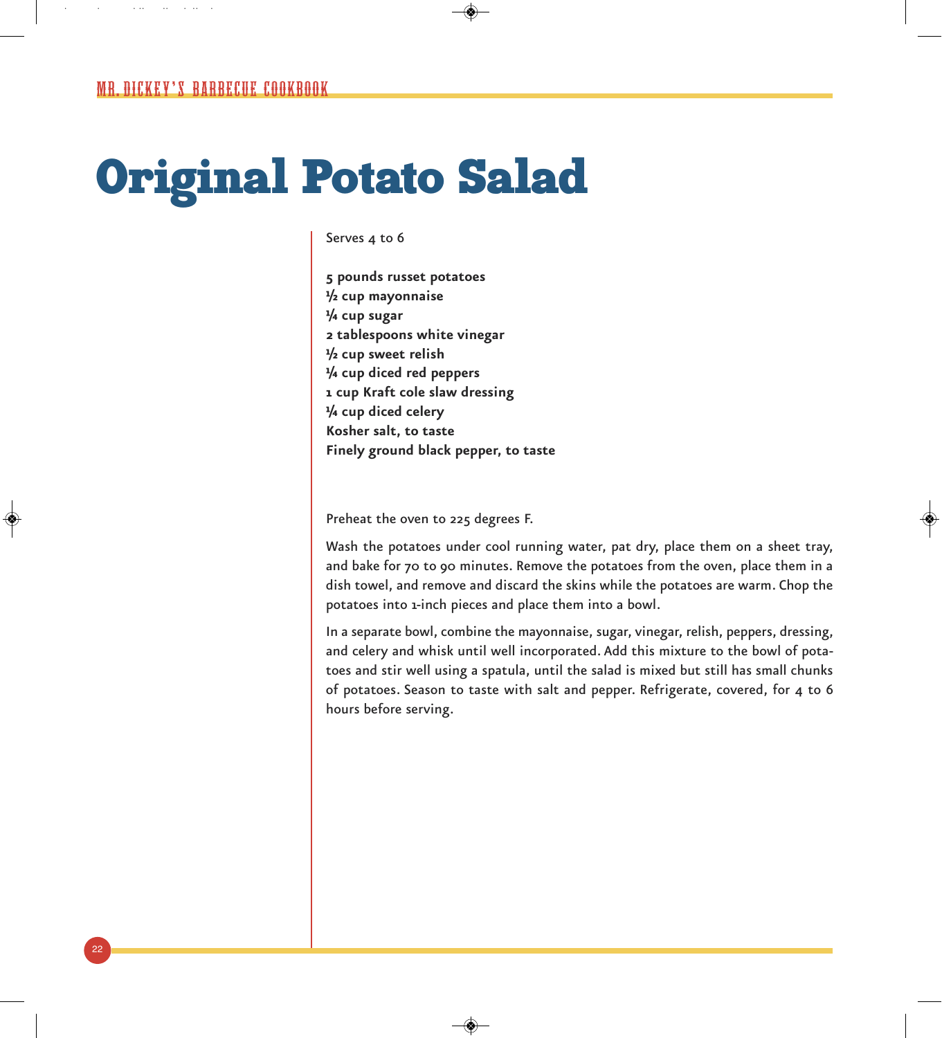# Original Potato Salad

Serves 4 to 6

**5 pounds russet potatoes**
**½ cup mayonnaise**
**¼ cup sugar**
**2 tablespoons white vinegar**
**½ cup sweet relish**
**¼ cup diced red peppers**
**1 cup Kraft cole slaw dressing**
**¼ cup diced celery**
**Kosher salt, to taste**
**Finely ground black pepper, to taste**

Preheat the oven to 225 degrees F.

Wash the potatoes under cool running water, pat dry, place them on a sheet tray, and bake for 70 to 90 minutes. Remove the potatoes from the oven, place them in a dish towel, and remove and discard the skins while the potatoes are warm. Chop the potatoes into 1-inch pieces and place them into a bowl.

In a separate bowl, combine the mayonnaise, sugar, vinegar, relish, peppers, dressing, and celery and whisk until well incorporated. Add this mixture to the bowl of potatoes and stir well using a spatula, until the salad is mixed but still has small chunks of potatoes. Season to taste with salt and pepper. Refrigerate, covered, for 4 to 6 hours before serving.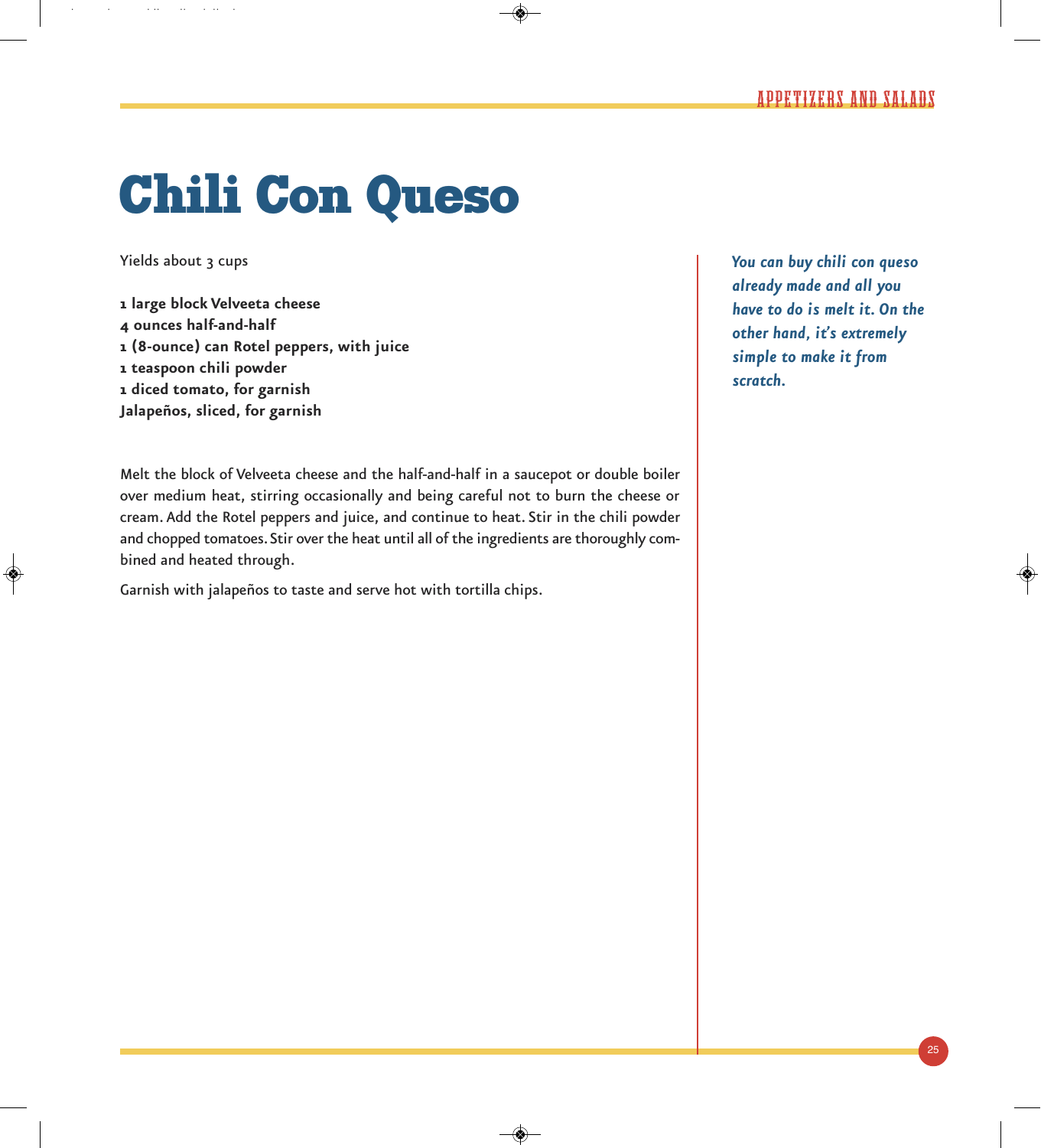# Chili Con Queso

Yields about 3 cups

**1 large block Velveeta cheese**
**4 ounces half-and-half**
**1 (8-ounce) can Rotel peppers, with juice**
**1 teaspoon chili powder**
**1 diced tomato, for garnish**
**Jalapeños, sliced, for garnish**

Melt the block of Velveeta cheese and the half-and-half in a saucepot or double boiler over medium heat, stirring occasionally and being careful not to burn the cheese or cream. Add the Rotel peppers and juice, and continue to heat. Stir in the chili powder and chopped tomatoes. Stir over the heat until all of the ingredients are thoroughly combined and heated through.

Garnish with jalapeños to taste and serve hot with tortilla chips.

*You can buy chili con queso already made and all you have to do is melt it. On the other hand, it's extremely simple to make it from scratch.*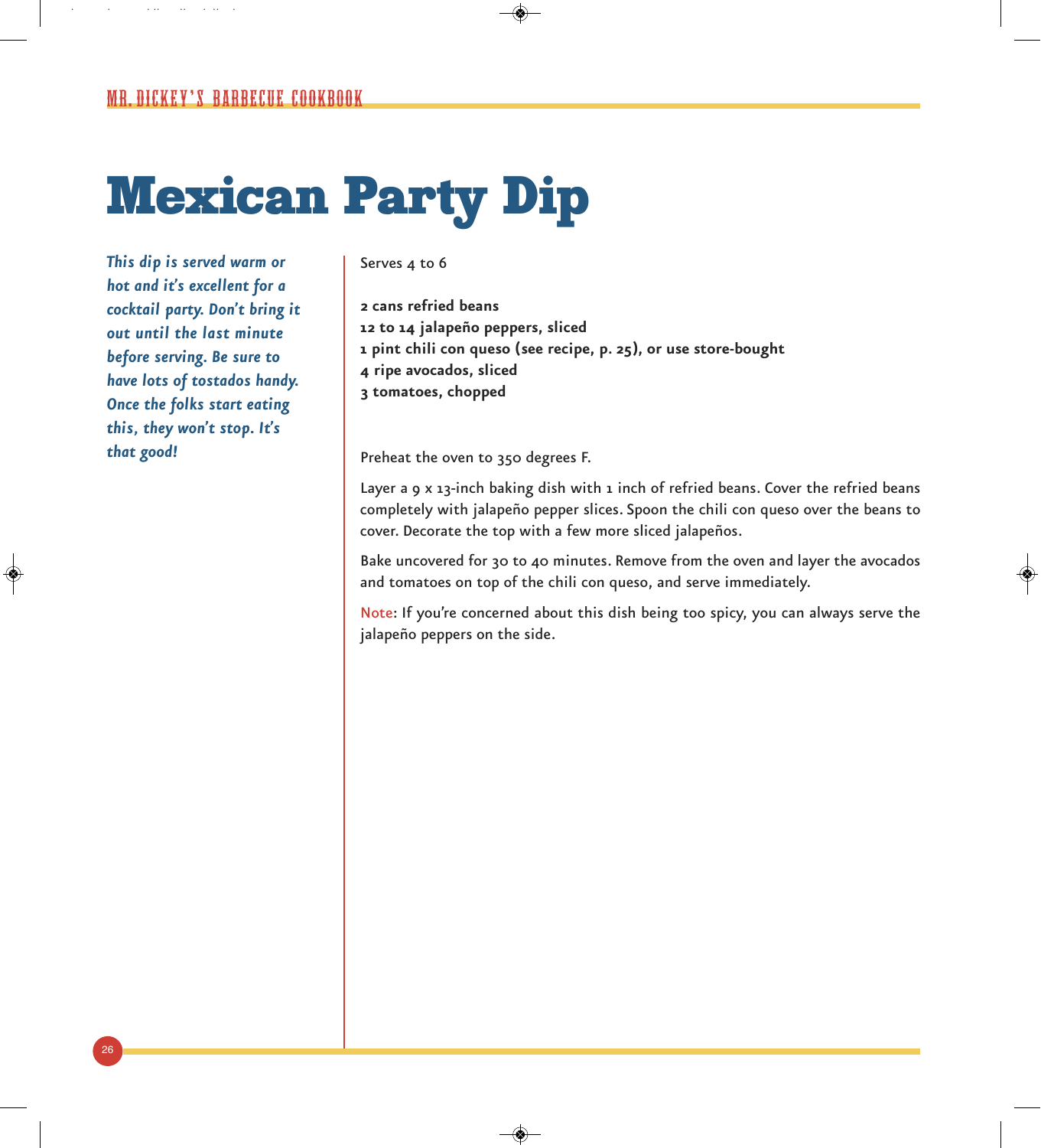# Mexican Party Dip

*This dip is served warm or hot and it's excellent for a cocktail party. Don't bring it out until the last minute before serving. Be sure to have lots of tostados handy. Once the folks start eating this, they won't stop. It's that good!*

Serves 4 to 6

**2 cans refried beans**
**12 to 14 jalapeño peppers, sliced**
**1 pint chili con queso (see recipe, p. 25), or use store-bought**
**4 ripe avocados, sliced**
**3 tomatoes, chopped**

Preheat the oven to 350 degrees F.

Layer a 9 x 13-inch baking dish with 1 inch of refried beans. Cover the refried beans completely with jalapeño pepper slices. Spoon the chili con queso over the beans to cover. Decorate the top with a few more sliced jalapeños.

Bake uncovered for 30 to 40 minutes. Remove from the oven and layer the avocados and tomatoes on top of the chili con queso, and serve immediately.

Note: If you're concerned about this dish being too spicy, you can always serve the jalapeño peppers on the side.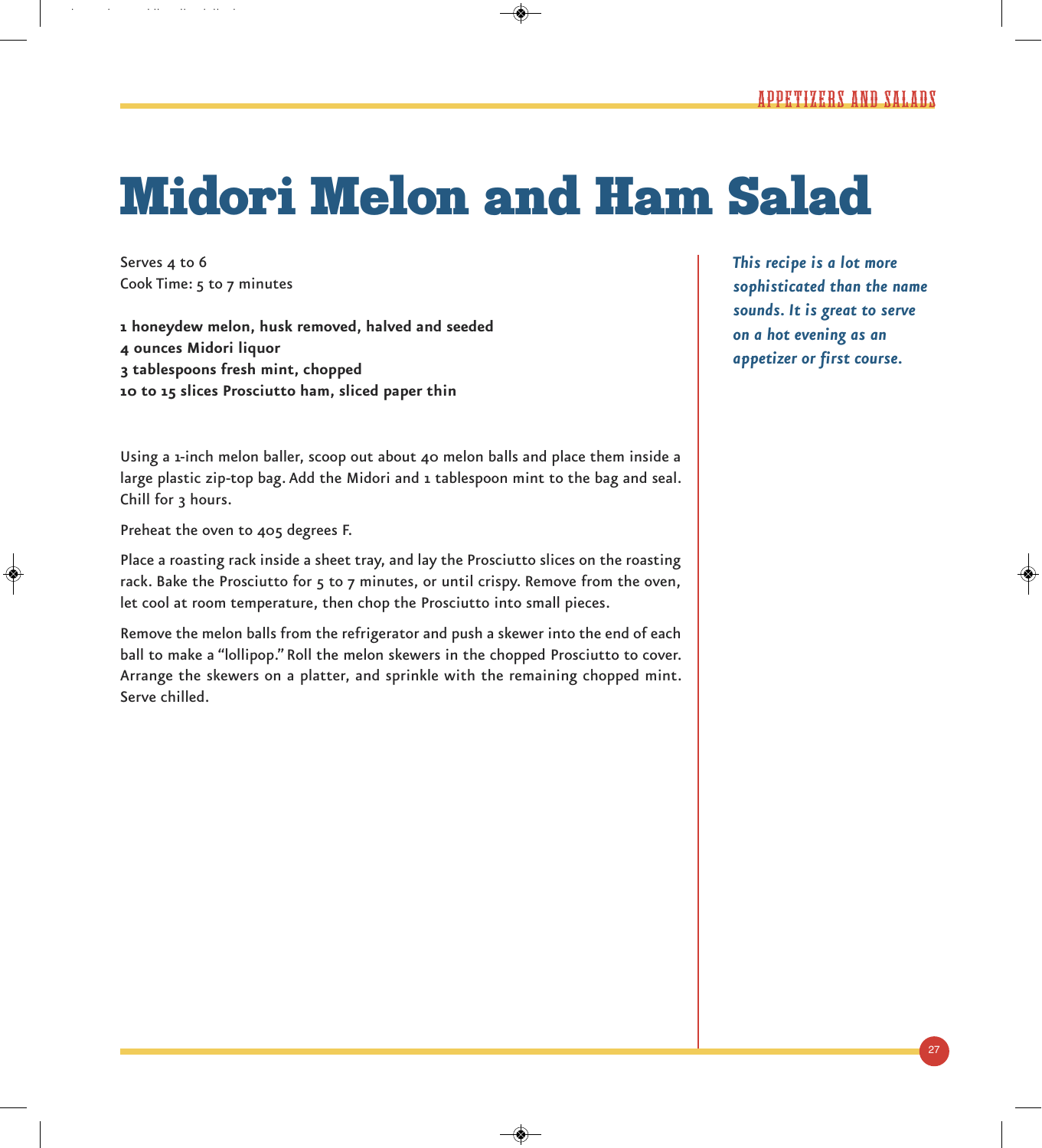# Midori Melon and Ham Salad

*This recipe is a lot more sophisticated than the name sounds. It is great to serve on a hot evening as an appetizer or first course.*

Serves 4 to 6
Cook Time: 5 to 7 minutes

**1 honeydew melon, husk removed, halved and seeded**
**4 ounces Midori liquor**
**3 tablespoons fresh mint, chopped**
**10 to 15 slices Prosciutto ham, sliced paper thin**

Using a 1-inch melon baller, scoop out about 40 melon balls and place them inside a large plastic zip-top bag. Add the Midori and 1 tablespoon mint to the bag and seal. Chill for 3 hours.

Preheat the oven to 405 degrees F.

Place a roasting rack inside a sheet tray, and lay the Prosciutto slices on the roasting rack. Bake the Prosciutto for 5 to 7 minutes, or until crispy. Remove from the oven, let cool at room temperature, then chop the Prosciutto into small pieces.

Remove the melon balls from the refrigerator and push a skewer into the end of each ball to make a "lollipop." Roll the melon skewers in the chopped Prosciutto to cover. Arrange the skewers on a platter, and sprinkle with the remaining chopped mint. Serve chilled.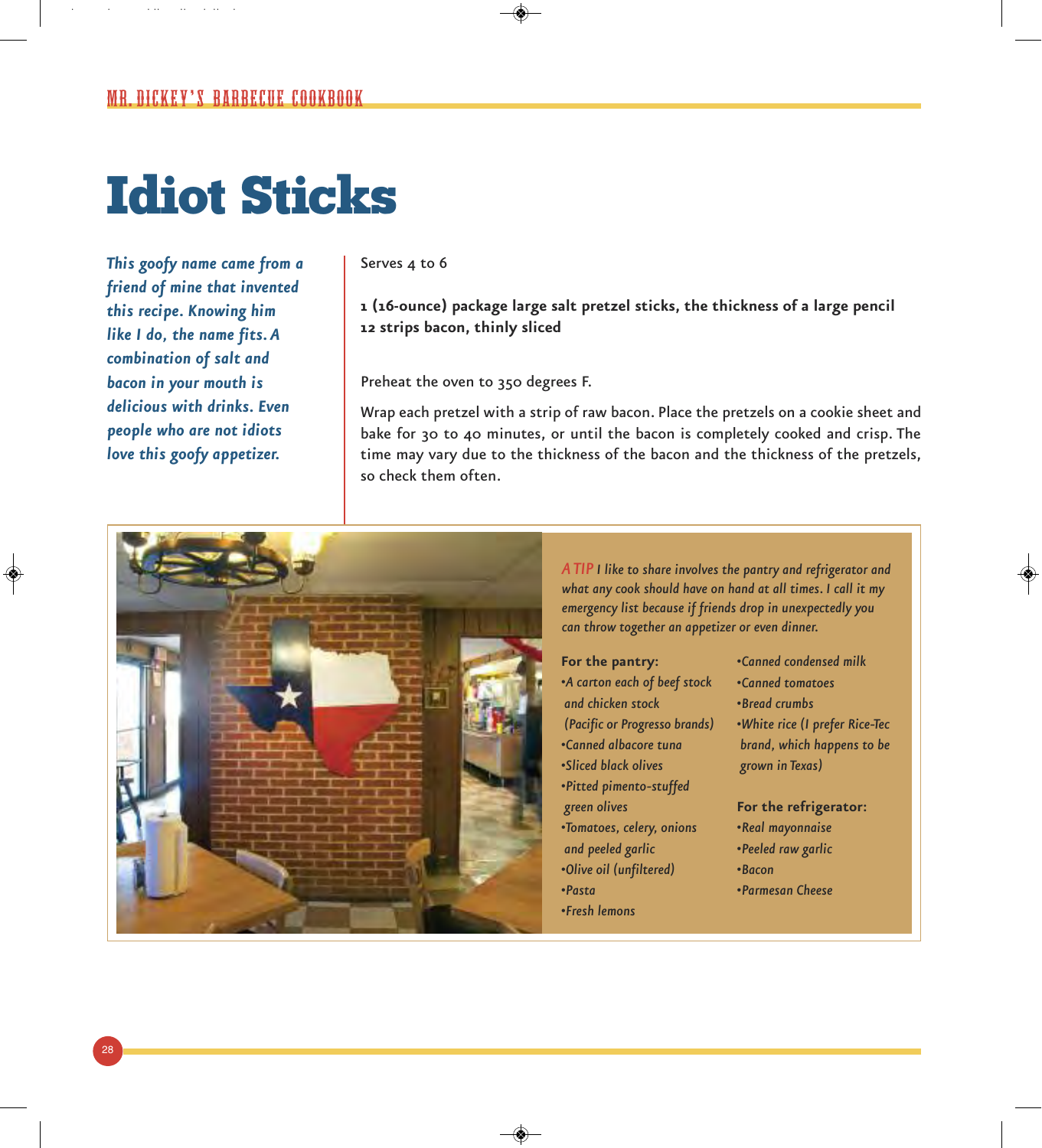# Idiot Sticks

*This goofy name came from a friend of mine that invented this recipe. Knowing him like I do, the name fits. A combination of salt and bacon in your mouth is delicious with drinks. Even people who are not idiots love this goofy appetizer.*

Serves 4 to 6

**1 (16-ounce) package large salt pretzel sticks, the thickness of a large pencil**
**12 strips bacon, thinly sliced**

Preheat the oven to 350 degrees F.

Wrap each pretzel with a strip of raw bacon. Place the pretzels on a cookie sheet and bake for 30 to 40 minutes, or until the bacon is completely cooked and crisp. The time may vary due to the thickness of the bacon and the thickness of the pretzels, so check them often.

*A TIP I like to share involves the pantry and refrigerator and what any cook should have on hand at all times. I call it my emergency list because if friends drop in unexpectedly you can throw together an appetizer or even dinner.*

**For the pantry:**

- *A carton each of beef stock and chicken stock (Pacific or Progresso brands)*
- *Canned albacore tuna*
- *Sliced black olives*
- *Pitted pimento-stuffed green olives*
- *Tomatoes, celery, onions and peeled garlic*
- *Olive oil (unfiltered)*
- *Pasta*
- *Fresh lemons*
- *Canned condensed milk*
- *Canned tomatoes*
- *Bread crumbs*
- *White rice (I prefer Rice-Tec brand, which happens to be grown in Texas)*

**For the refrigerator:**

- *Real mayonnaise*
- *Peeled raw garlic*
- *Bacon*
- *Parmesan Cheese*